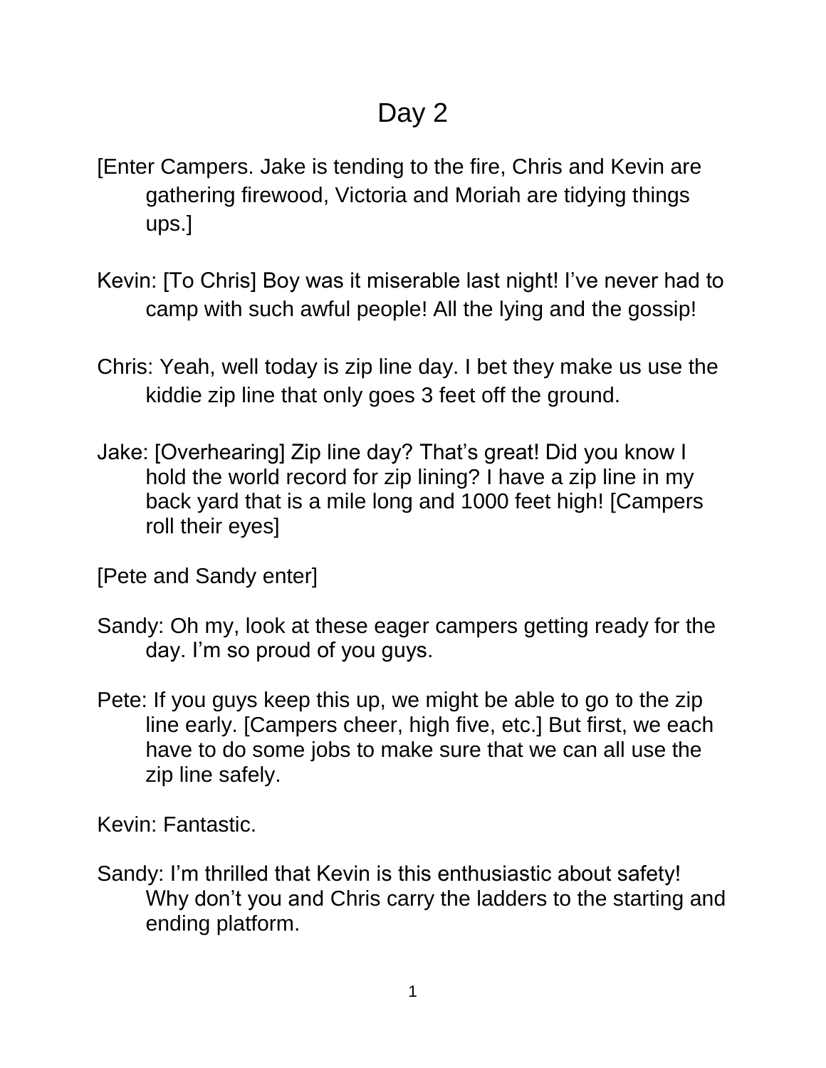# Day 2

[Enter Campers. Jake is tending to the fire, Chris and Kevin are gathering firewood, Victoria and Moriah are tidying things ups.]

Kevin: [To Chris] Boy was it miserable last night! I've never had to camp with such awful people! All the lying and the gossip!

Chris: Yeah, well today is zip line day. I bet they make us use the kiddie zip line that only goes 3 feet off the ground.

Jake: [Overhearing] Zip line day? That's great! Did you know I hold the world record for zip lining? I have a zip line in my back yard that is a mile long and 1000 feet high! [Campers roll their eyes]

[Pete and Sandy enter]

Sandy: Oh my, look at these eager campers getting ready for the day. I'm so proud of you guys.

Pete: If you guys keep this up, we might be able to go to the zip line early. [Campers cheer, high five, etc.] But first, we each have to do some jobs to make sure that we can all use the zip line safely.

Kevin: Fantastic.

Sandy: I'm thrilled that Kevin is this enthusiastic about safety! Why don't you and Chris carry the ladders to the starting and ending platform.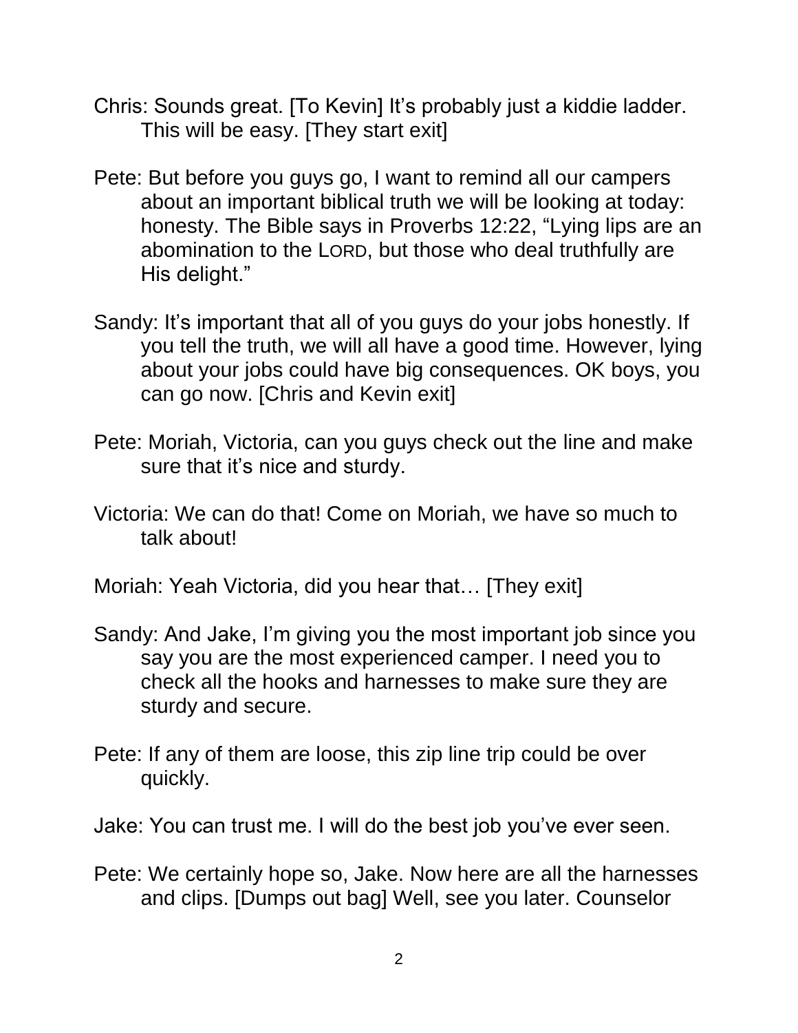Chris: Sounds great. [To Kevin] It's probably just a kiddie ladder. This will be easy. [They start exit]

Pete: But before you guys go, I want to remind all our campers about an important biblical truth we will be looking at today: honesty. The Bible says in Proverbs 12:22, "Lying lips are an abomination to the LORD, but those who deal truthfully are His delight."

Sandy: It's important that all of you guys do your jobs honestly. If you tell the truth, we will all have a good time. However, lying about your jobs could have big consequences. OK boys, you can go now. [Chris and Kevin exit]

Pete: Moriah, Victoria, can you guys check out the line and make sure that it's nice and sturdy.

Victoria: We can do that! Come on Moriah, we have so much to talk about!

Moriah: Yeah Victoria, did you hear that… [They exit]

Sandy: And Jake, I'm giving you the most important job since you say you are the most experienced camper. I need you to check all the hooks and harnesses to make sure they are sturdy and secure.

Pete: If any of them are loose, this zip line trip could be over quickly.

Jake: You can trust me. I will do the best job you've ever seen.

Pete: We certainly hope so, Jake. Now here are all the harnesses and clips. [Dumps out bag] Well, see you later. Counselor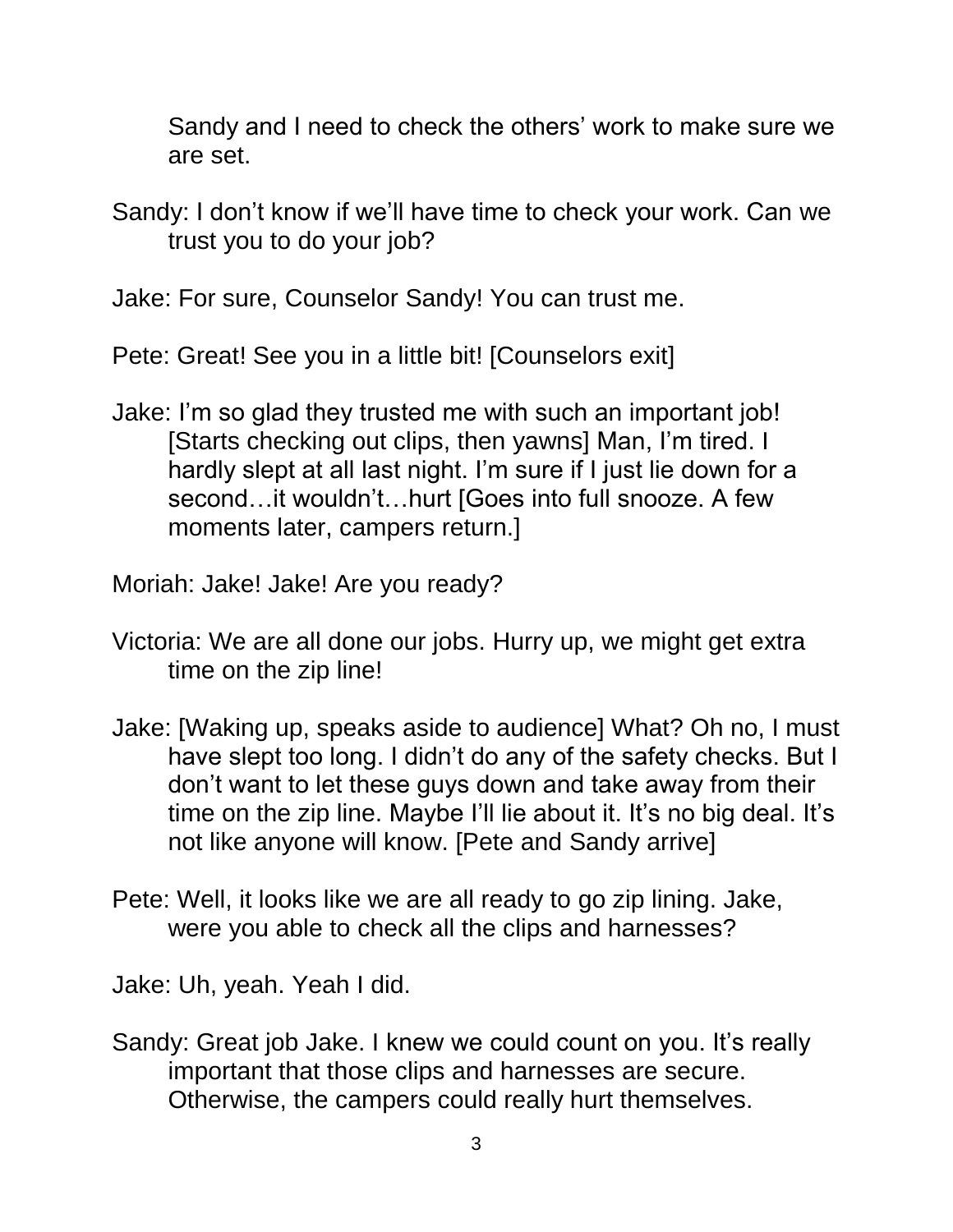Sandy and I need to check the others' work to make sure we are set.

Sandy: I don't know if we'll have time to check your work. Can we trust you to do your job?

Jake: For sure, Counselor Sandy! You can trust me.

Pete: Great! See you in a little bit! [Counselors exit]

Jake: I'm so glad they trusted me with such an important job! [Starts checking out clips, then yawns] Man, I'm tired. I hardly slept at all last night. I'm sure if I just lie down for a second…it wouldn't…hurt [Goes into full snooze. A few moments later, campers return.]

Moriah: Jake! Jake! Are you ready?

Victoria: We are all done our jobs. Hurry up, we might get extra time on the zip line!

Jake: [Waking up, speaks aside to audience] What? Oh no, I must have slept too long. I didn't do any of the safety checks. But I don't want to let these guys down and take away from their time on the zip line. Maybe I'll lie about it. It's no big deal. It's not like anyone will know. [Pete and Sandy arrive]

Pete: Well, it looks like we are all ready to go zip lining. Jake, were you able to check all the clips and harnesses?

Jake: Uh, yeah. Yeah I did.

Sandy: Great job Jake. I knew we could count on you. It's really important that those clips and harnesses are secure. Otherwise, the campers could really hurt themselves.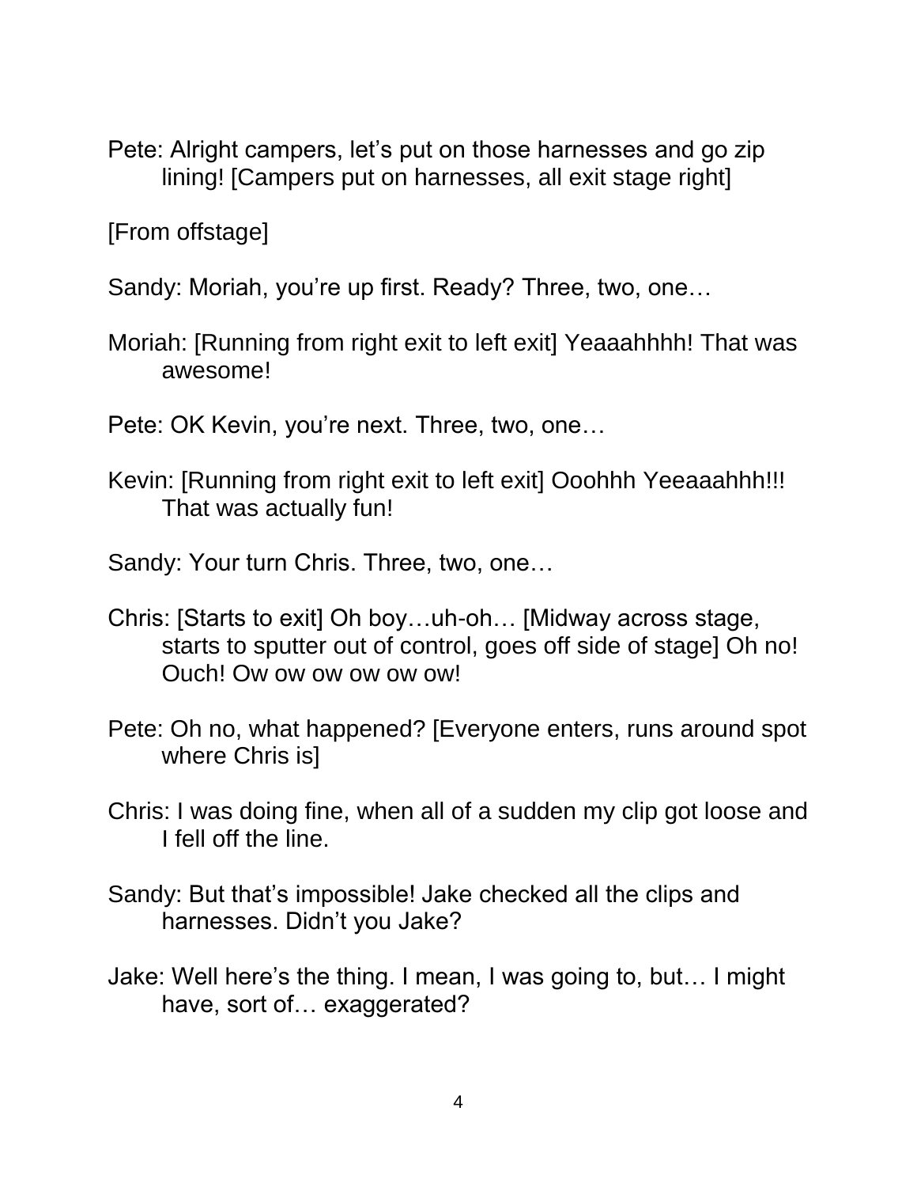Pete: Alright campers, let's put on those harnesses and go zip lining! [Campers put on harnesses, all exit stage right]

[From offstage]

Sandy: Moriah, you're up first. Ready? Three, two, one…

Moriah: [Running from right exit to left exit] Yeaaahhhh! That was awesome!

Pete: OK Kevin, you're next. Three, two, one…

Kevin: [Running from right exit to left exit] Ooohhh Yeeaaahhh!!! That was actually fun!

Sandy: Your turn Chris. Three, two, one…

Chris: [Starts to exit] Oh boy…uh-oh… [Midway across stage, starts to sputter out of control, goes off side of stage] Oh no! Ouch! Ow ow ow ow ow ow!

Pete: Oh no, what happened? [Everyone enters, runs around spot where Chris is]

Chris: I was doing fine, when all of a sudden my clip got loose and I fell off the line.

Sandy: But that's impossible! Jake checked all the clips and harnesses. Didn't you Jake?

Jake: Well here's the thing. I mean, I was going to, but… I might have, sort of… exaggerated?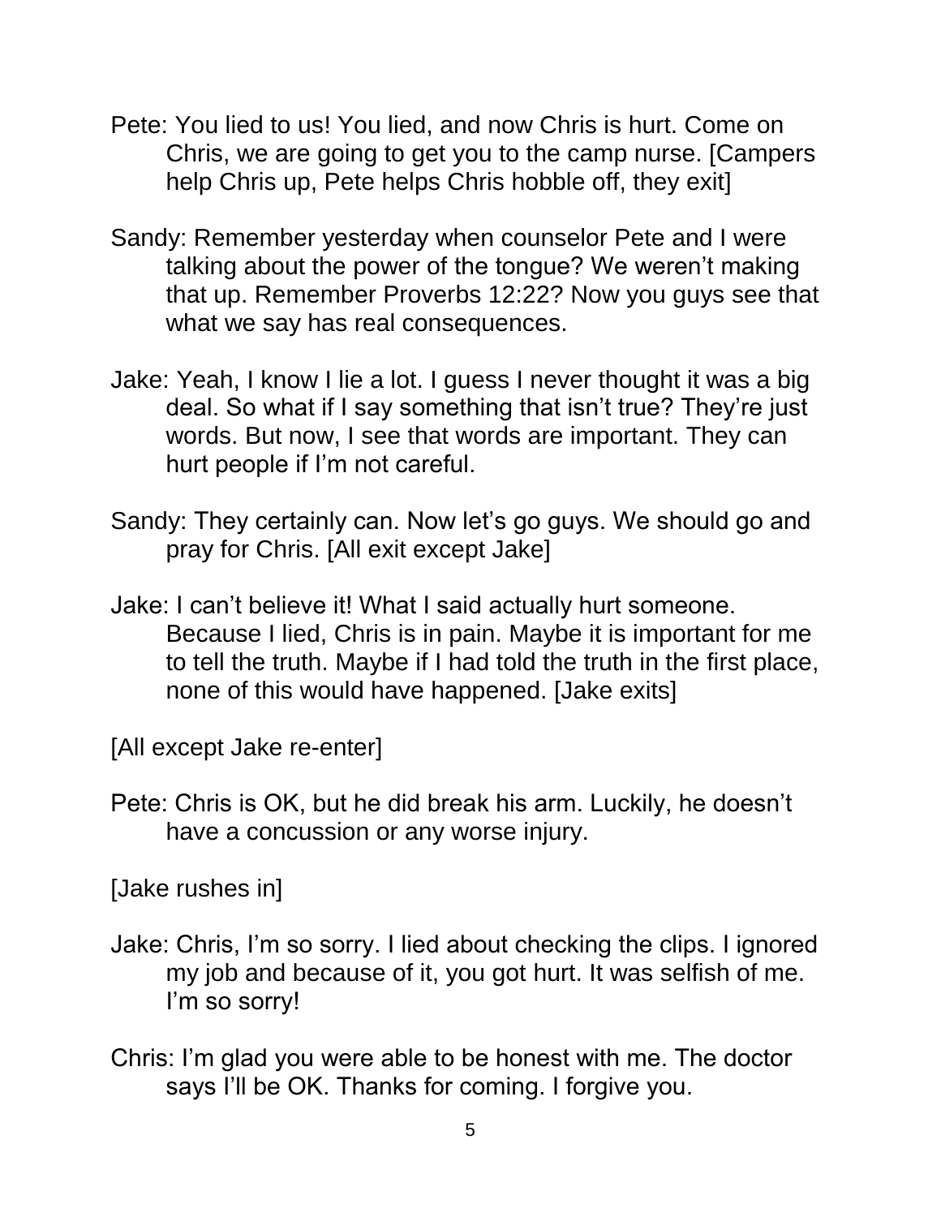Pete: You lied to us! You lied, and now Chris is hurt. Come on Chris, we are going to get you to the camp nurse. [Campers help Chris up, Pete helps Chris hobble off, they exit]

Sandy: Remember yesterday when counselor Pete and I were talking about the power of the tongue? We weren't making that up. Remember Proverbs 12:22? Now you guys see that what we say has real consequences.

Jake: Yeah, I know I lie a lot. I guess I never thought it was a big deal. So what if I say something that isn't true? They're just words. But now, I see that words are important. They can hurt people if I'm not careful.

Sandy: They certainly can. Now let's go guys. We should go and pray for Chris. [All exit except Jake]

Jake: I can't believe it! What I said actually hurt someone. Because I lied, Chris is in pain. Maybe it is important for me to tell the truth. Maybe if I had told the truth in the first place, none of this would have happened. [Jake exits]

[All except Jake re-enter]

Pete: Chris is OK, but he did break his arm. Luckily, he doesn't have a concussion or any worse injury.

[Jake rushes in]

Jake: Chris, I'm so sorry. I lied about checking the clips. I ignored my job and because of it, you got hurt. It was selfish of me. I'm so sorry!

Chris: I'm glad you were able to be honest with me. The doctor says I'll be OK. Thanks for coming. I forgive you.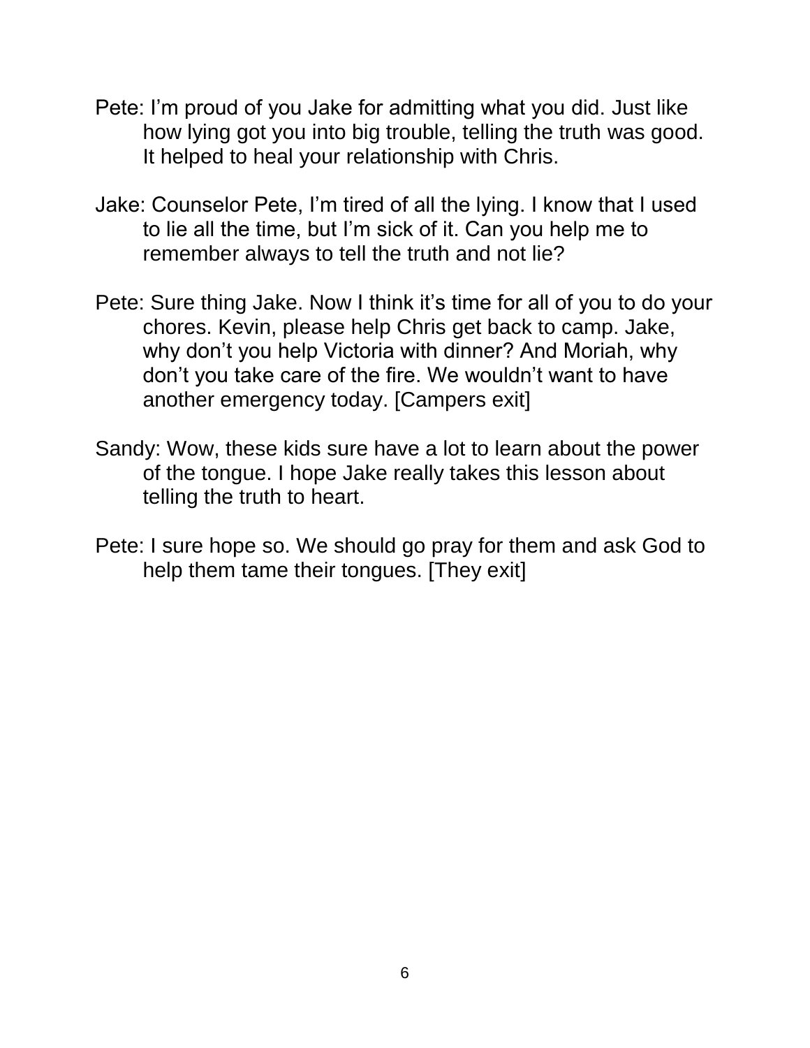Pete: I'm proud of you Jake for admitting what you did. Just like how lying got you into big trouble, telling the truth was good. It helped to heal your relationship with Chris.

Jake: Counselor Pete, I'm tired of all the lying. I know that I used to lie all the time, but I'm sick of it. Can you help me to remember always to tell the truth and not lie?

Pete: Sure thing Jake. Now I think it's time for all of you to do your chores. Kevin, please help Chris get back to camp. Jake, why don't you help Victoria with dinner? And Moriah, why don't you take care of the fire. We wouldn't want to have another emergency today. [Campers exit]

Sandy: Wow, these kids sure have a lot to learn about the power of the tongue. I hope Jake really takes this lesson about telling the truth to heart.

Pete: I sure hope so. We should go pray for them and ask God to help them tame their tongues. [They exit]